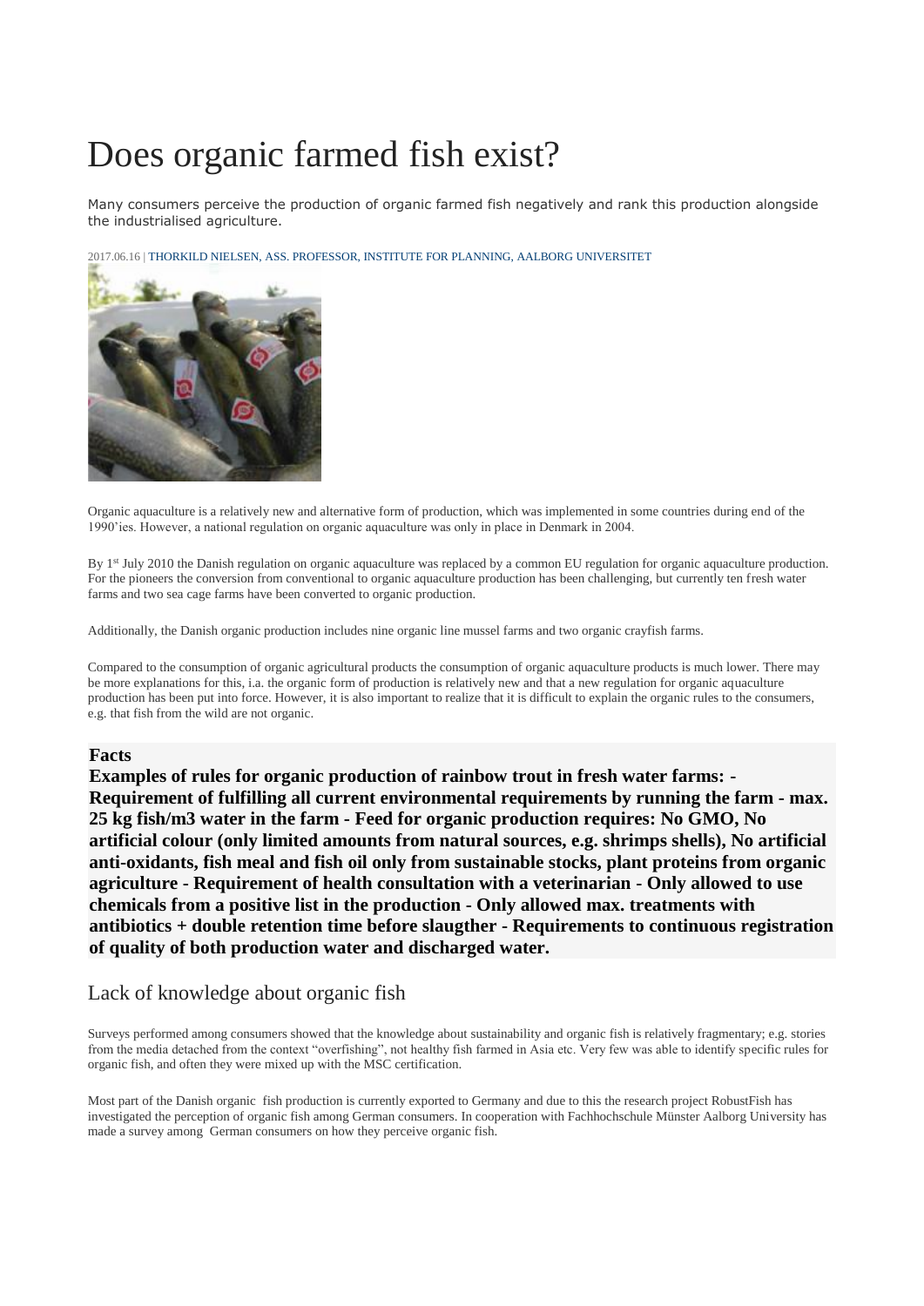# Does organic farmed fish exist?

Many consumers perceive the production of organic farmed fish negatively and rank this production alongside the industrialised agriculture.

2017.06.16 | THORKILD NIELSEN, ASS. PROFESSOR, INSTITUTE FOR PLANNING, AALBORG UNIVERSITET

Organic aquaculture is a relatively new and alternative form of production, which was implemented in some countries during end of the 1990'ies. However, a national regulation on organic aquaculture was only in place in Denmark in 2004.

By 1st July 2010 the Danish regulation on organic aquaculture was replaced by a common EU regulation for organic aquaculture production. For the pioneers the conversion from conventional to organic aquaculture production has been challenging, but currently ten fresh water farms and two sea cage farms have been converted to organic production.

Additionally, the Danish organic production includes nine organic line mussel farms and two organic crayfish farms.

Compared to the consumption of organic agricultural products the consumption of organic aquaculture products is much lower. There may be more explanations for this, i.a. the organic form of production is relatively new and that a new regulation for organic aquaculture production has been put into force. However, it is also important to realize that it is difficult to explain the organic rules to the consumers, e.g. that fish from the wild are not organic.

**Facts**

**Examples of rules for organic production of rainbow trout in fresh water farms: - Requirement of fulfilling all current environmental requirements by running the farm - max. 25 kg fish/m3 water in the farm - Feed for organic production requires: No GMO, No artificial colour (only limited amounts from natural sources, e.g. shrimps shells), No artificial anti-oxidants, fish meal and fish oil only from sustainable stocks, plant proteins from organic agriculture - Requirement of health consultation with a veterinarian - Only allowed to use chemicals from a positive list in the production - Only allowed max. treatments with antibiotics + double retention time before slaugther - Requirements to continuous registration of quality of both production water and discharged water.**

## Lack of knowledge about organic fish

Surveys performed among consumers showed that the knowledge about sustainability and organic fish is relatively fragmentary; e.g. stories from the media detached from the context "overfishing", not healthy fish farmed in Asia etc. Very few was able to identify specific rules for organic fish, and often they were mixed up with the MSC certification.

Most part of the Danish organic fish production is currently exported to Germany and due to this the research project RobustFish has investigated the perception of organic fish among German consumers. In cooperation with Fachhochschule Münster Aalborg University has made a survey among German consumers on how they perceive organic fish.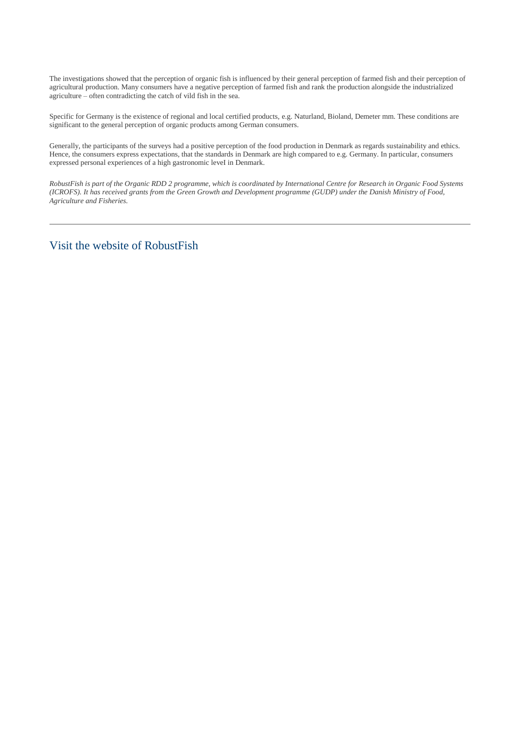The investigations showed that the perception of organic fish is influenced by their general perception of farmed fish and their perception of agricultural production. Many consumers have a negative perception of farmed fish and rank the production alongside the industrialized agriculture – often contradicting the catch of vild fish in the sea.

Specific for Germany is the existence of regional and local certified products, e.g. Naturland, Bioland, Demeter mm. These conditions are significant to the general perception of organic products among German consumers.

Generally, the participants of the surveys had a positive perception of the food production in Denmark as regards sustainability and ethics. Hence, the consumers express expectations, that the standards in Denmark are high compared to e.g. Germany. In particular, consumers expressed personal experiences of a high gastronomic leveI in Denmark.

*RobustFish is part of the Organic RDD 2 programme, which is coordinated by International Centre for Research in Organic Food Systems (ICROFS). It has received grants from the Green Growth and Development programme (GUDP) under the Danish Ministry of Food, Agriculture and Fisheries.*

---

Visit the website of RobustFish